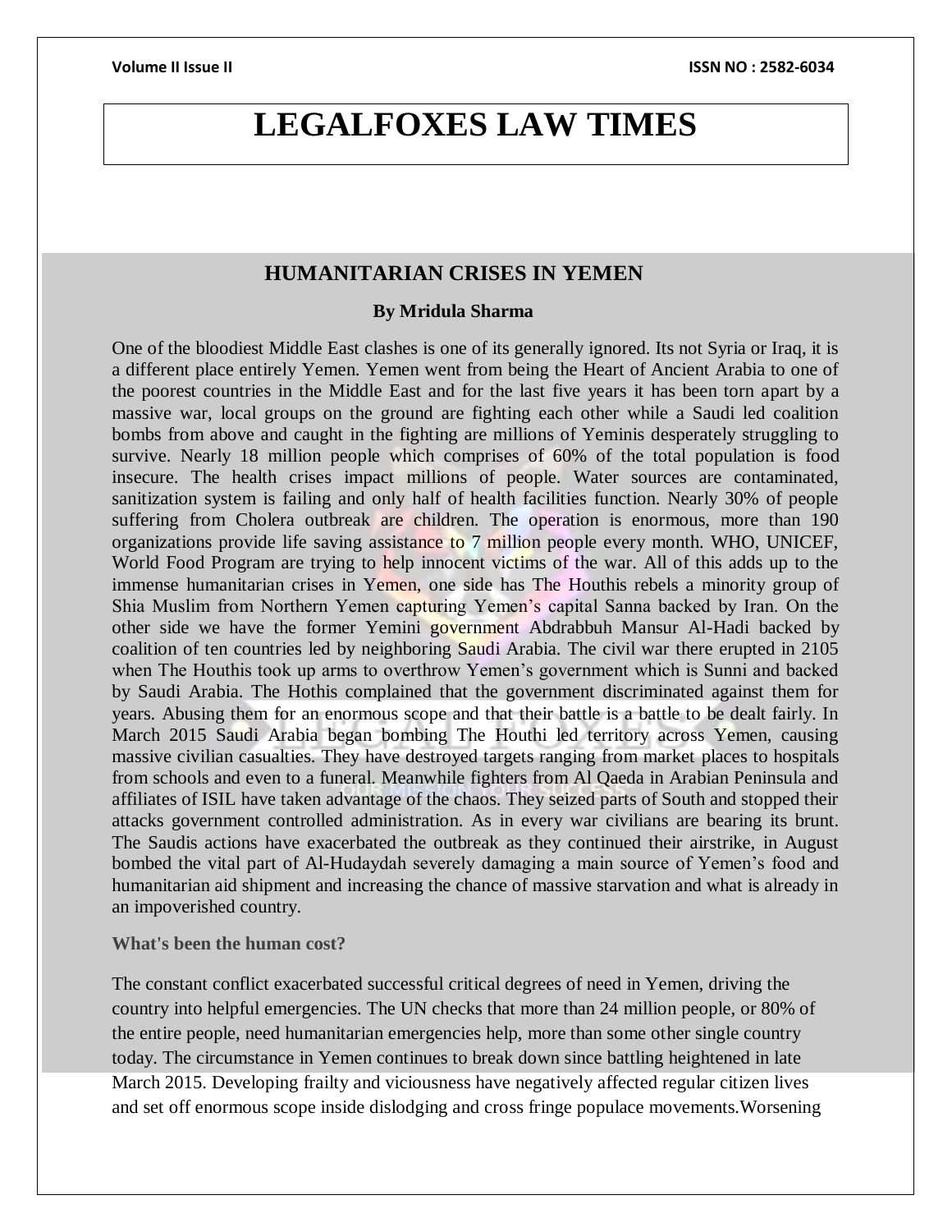# LEGALFOXES LAW TIMES

## HUMANITARIAN CRISES IN YEMEN

**By Mridula Sharma**

One of the bloodiest Middle East clashes is one of its generally ignored. Its not Syria or Iraq, it is a different place entirely Yemen. Yemen went from being the Heart of Ancient Arabia to one of the poorest countries in the Middle East and for the last five years it has been torn apart by a massive war, local groups on the ground are fighting each other while a Saudi led coalition bombs from above and caught in the fighting are millions of Yeminis desperately struggling to survive. Nearly 18 million people which comprises of 60% of the total population is food insecure. The health crises impact millions of people. Water sources are contaminated, sanitization system is failing and only half of health facilities function. Nearly 30% of people suffering from Cholera outbreak are children. The operation is enormous, more than 190 organizations provide life saving assistance to 7 million people every month. WHO, UNICEF, World Food Program are trying to help innocent victims of the war. All of this adds up to the immense humanitarian crises in Yemen, one side has The Houthis rebels a minority group of Shia Muslim from Northern Yemen capturing Yemen's capital Sanna backed by Iran. On the other side we have the former Yemini government Abdrabbuh Mansur Al-Hadi backed by coalition of ten countries led by neighboring Saudi Arabia. The civil war there erupted in 2105 when The Houthis took up arms to overthrow Yemen's government which is Sunni and backed by Saudi Arabia. The Hothis complained that the government discriminated against them for years. Abusing them for an enormous scope and that their battle is a battle to be dealt fairly. In March 2015 Saudi Arabia began bombing The Houthi led territory across Yemen, causing massive civilian casualties. They have destroyed targets ranging from market places to hospitals from schools and even to a funeral. Meanwhile fighters from Al Qaeda in Arabian Peninsula and affiliates of ISIL have taken advantage of the chaos. They seized parts of South and stopped their attacks government controlled administration. As in every war civilians are bearing its brunt. The Saudis actions have exacerbated the outbreak as they continued their airstrike, in August bombed the vital part of Al-Hudaydah severely damaging a main source of Yemen's food and humanitarian aid shipment and increasing the chance of massive starvation and what is already in an impoverished country.

**What's been the human cost?**

The constant conflict exacerbated successful critical degrees of need in Yemen, driving the country into helpful emergencies. The UN checks that more than 24 million people, or 80% of the entire people, need humanitarian emergencies help, more than some other single country today. The circumstance in Yemen continues to break down since battling heightened in late March 2015. Developing frailty and viciousness have negatively affected regular citizen lives and set off enormous scope inside dislodging and cross fringe populace movements.Worsening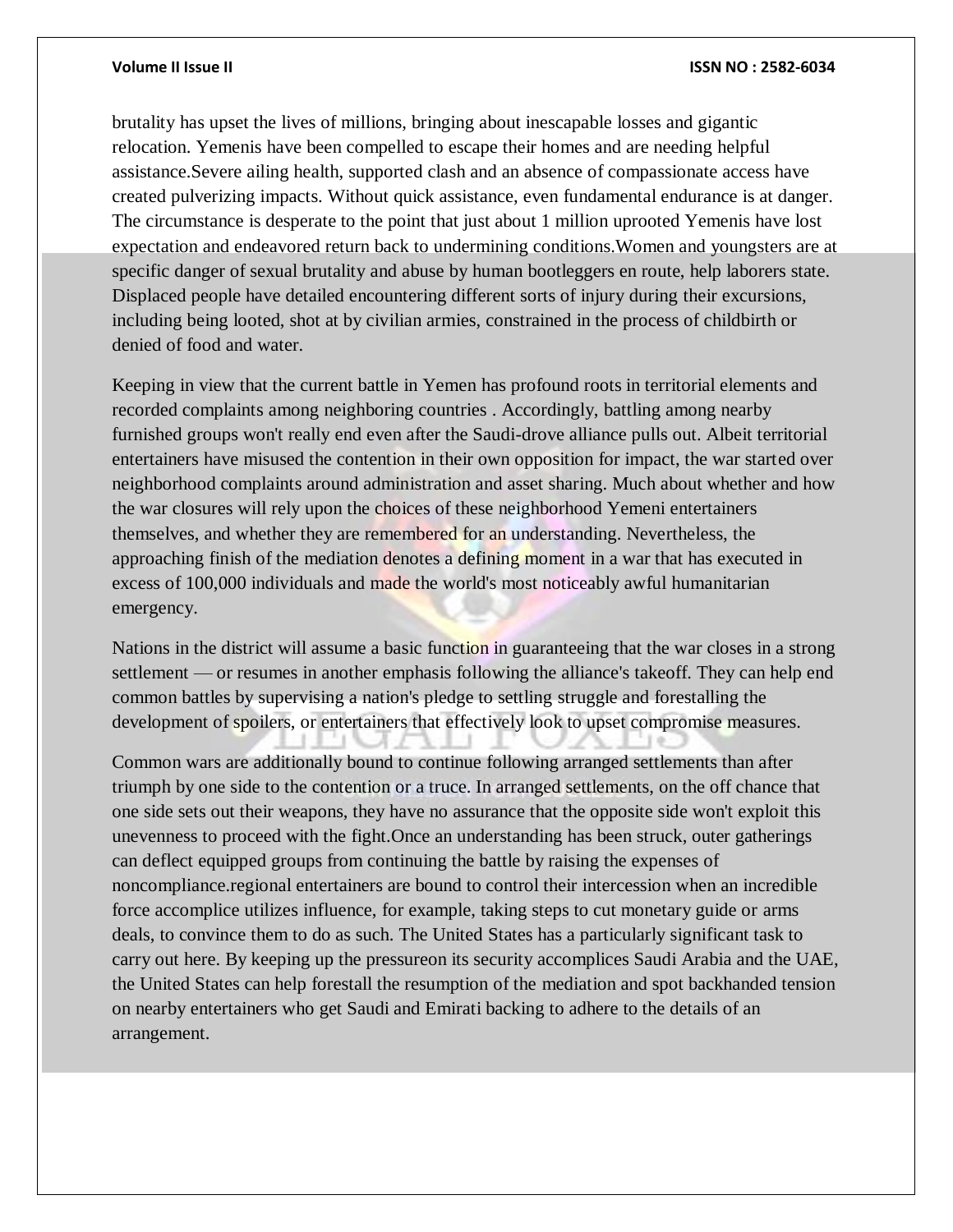brutality has upset the lives of millions, bringing about inescapable losses and gigantic relocation. Yemenis have been compelled to escape their homes and are needing helpful assistance.Severe ailing health, supported clash and an absence of compassionate access have created pulverizing impacts. Without quick assistance, even fundamental endurance is at danger. The circumstance is desperate to the point that just about 1 million uprooted Yemenis have lost expectation and endeavored return back to undermining conditions.Women and youngsters are at specific danger of sexual brutality and abuse by human bootleggers en route, help laborers state. Displaced people have detailed encountering different sorts of injury during their excursions, including being looted, shot at by civilian armies, constrained in the process of childbirth or denied of food and water.

Keeping in view that the current battle in Yemen has profound roots in territorial elements and recorded complaints among neighboring countries . Accordingly, battling among nearby furnished groups won't really end even after the Saudi-drove alliance pulls out. Albeit territorial entertainers have misused the contention in their own opposition for impact, the war started over neighborhood complaints around administration and asset sharing. Much about whether and how the war closures will rely upon the choices of these neighborhood Yemeni entertainers themselves, and whether they are remembered for an understanding. Nevertheless, the approaching finish of the mediation denotes a defining moment in a war that has executed in excess of 100,000 individuals and made the world's most noticeably awful humanitarian emergency.

Nations in the district will assume a basic function in guaranteeing that the war closes in a strong settlement — or resumes in another emphasis following the alliance's takeoff. They can help end common battles by supervising a nation's pledge to settling struggle and forestalling the development of spoilers, or entertainers that effectively look to upset compromise measures.

Common wars are additionally bound to continue following arranged settlements than after triumph by one side to the contention or a truce. In arranged settlements, on the off chance that one side sets out their weapons, they have no assurance that the opposite side won't exploit this unevenness to proceed with the fight.Once an understanding has been struck, outer gatherings can deflect equipped groups from continuing the battle by raising the expenses of noncompliance.regional entertainers are bound to control their intercession when an incredible force accomplice utilizes influence, for example, taking steps to cut monetary guide or arms deals, to convince them to do as such. The United States has a particularly significant task to carry out here. By keeping up the pressureon its security accomplices Saudi Arabia and the UAE, the United States can help forestall the resumption of the mediation and spot backhanded tension on nearby entertainers who get Saudi and Emirati backing to adhere to the details of an arrangement.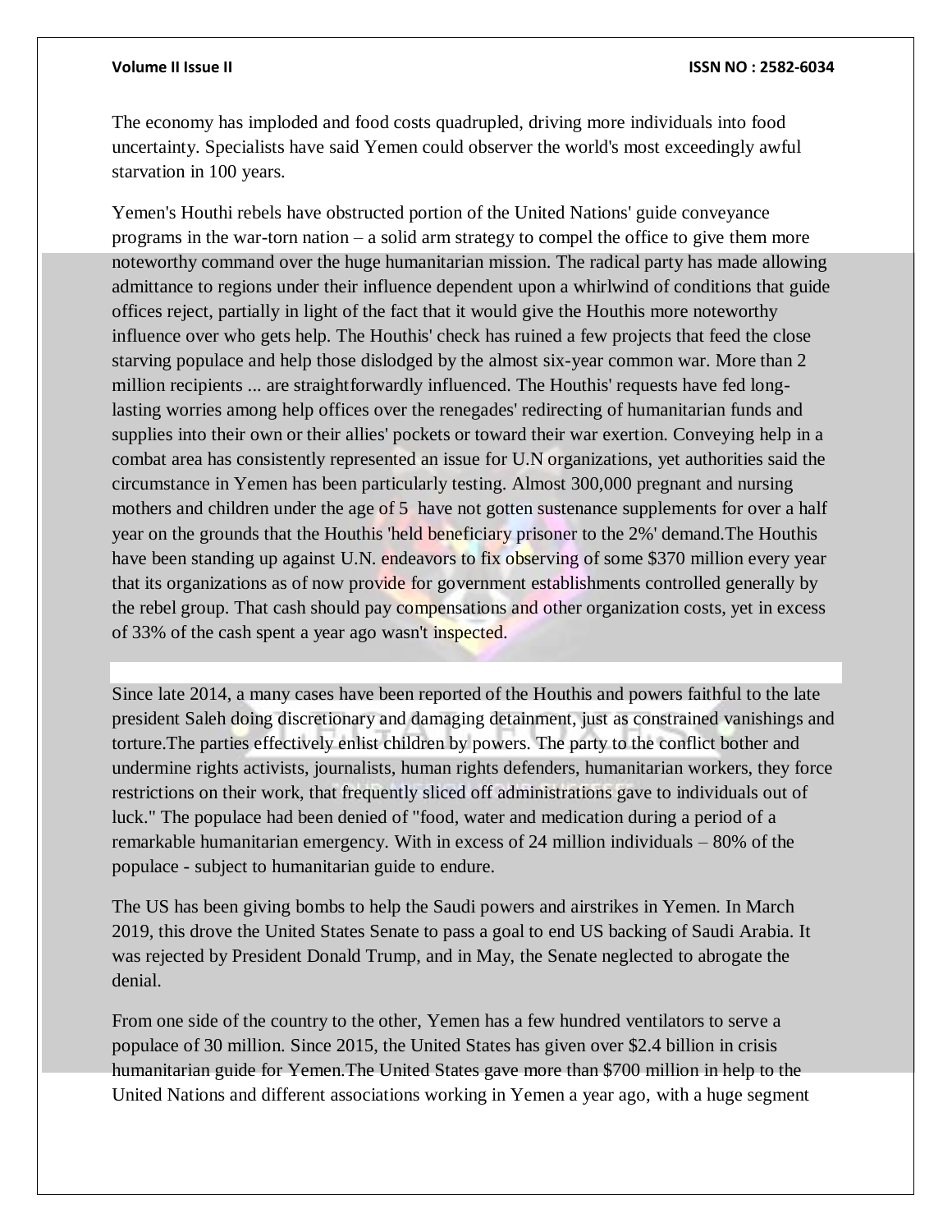The economy has imploded and food costs quadrupled, driving more individuals into food uncertainty. Specialists have said Yemen could observer the world's most exceedingly awful starvation in 100 years.

Yemen's Houthi rebels have obstructed portion of the United Nations' guide conveyance programs in the war-torn nation – a solid arm strategy to compel the office to give them more noteworthy command over the huge humanitarian mission. The radical party has made allowing admittance to regions under their influence dependent upon a whirlwind of conditions that guide offices reject, partially in light of the fact that it would give the Houthis more noteworthy influence over who gets help. The Houthis' check has ruined a few projects that feed the close starving populace and help those dislodged by the almost six-year common war. More than 2 million recipients ... are straightforwardly influenced. The Houthis' requests have fed long-lasting worries among help offices over the renegades' redirecting of humanitarian funds and supplies into their own or their allies' pockets or toward their war exertion. Conveying help in a combat area has consistently represented an issue for U.N organizations, yet authorities said the circumstance in Yemen has been particularly testing. Almost 300,000 pregnant and nursing mothers and children under the age of 5 have not gotten sustenance supplements for over a half year on the grounds that the Houthis 'held beneficiary prisoner to the 2%' demand.The Houthis have been standing up against U.N. endeavors to fix observing of some $370 million every year that its organizations as of now provide for government establishments controlled generally by the rebel group. That cash should pay compensations and other organization costs, yet in excess of 33% of the cash spent a year ago wasn't inspected.

Since late 2014, a many cases have been reported of the Houthis and powers faithful to the late president Saleh doing discretionary and damaging detainment, just as constrained vanishings and torture.The parties effectively enlist children by powers. The party to the conflict bother and undermine rights activists, journalists, human rights defenders, humanitarian workers, they force restrictions on their work, that frequently sliced off administrations gave to individuals out of luck." The populace had been denied of "food, water and medication during a period of a remarkable humanitarian emergency. With in excess of 24 million individuals – 80% of the populace - subject to humanitarian guide to endure.

The US has been giving bombs to help the Saudi powers and airstrikes in Yemen. In March 2019, this drove the United States Senate to pass a goal to end US backing of Saudi Arabia. It was rejected by President Donald Trump, and in May, the Senate neglected to abrogate the denial.

From one side of the country to the other, Yemen has a few hundred ventilators to serve a populace of 30 million. Since 2015, the United States has given over $2.4 billion in crisis humanitarian guide for Yemen.The United States gave more than $700 million in help to the United Nations and different associations working in Yemen a year ago, with a huge segment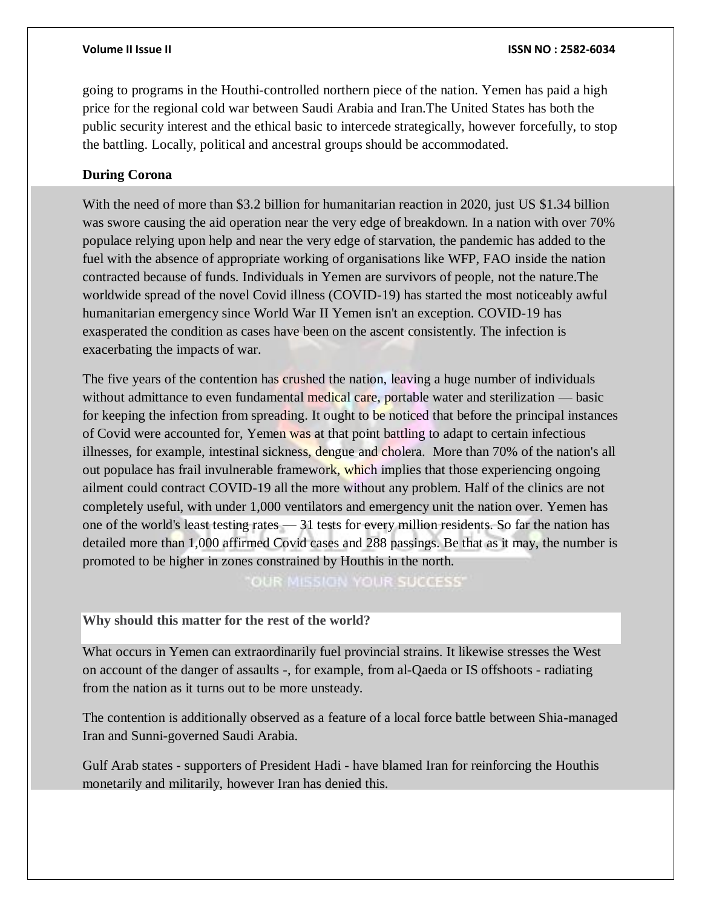going to programs in the Houthi-controlled northern piece of the nation. Yemen has paid a high price for the regional cold war between Saudi Arabia and Iran.The United States has both the public security interest and the ethical basic to intercede strategically, however forcefully, to stop the battling. Locally, political and ancestral groups should be accommodated.

**During Corona**

With the need of more than $3.2 billion for humanitarian reaction in 2020, just US $1.34 billion was swore causing the aid operation near the very edge of breakdown. In a nation with over 70% populace relying upon help and near the very edge of starvation, the pandemic has added to the fuel with the absence of appropriate working of organisations like WFP, FAO inside the nation contracted because of funds. Individuals in Yemen are survivors of people, not the nature.The worldwide spread of the novel Covid illness (COVID-19) has started the most noticeably awful humanitarian emergency since World War II Yemen isn't an exception. COVID-19 has exasperated the condition as cases have been on the ascent consistently. The infection is exacerbating the impacts of war.

The five years of the contention has crushed the nation, leaving a huge number of individuals without admittance to even fundamental medical care, portable water and sterilization — basic for keeping the infection from spreading. It ought to be noticed that before the principal instances of Covid were accounted for, Yemen was at that point battling to adapt to certain infectious illnesses, for example, intestinal sickness, dengue and cholera. More than 70% of the nation's all out populace has frail invulnerable framework, which implies that those experiencing ongoing ailment could contract COVID-19 all the more without any problem. Half of the clinics are not completely useful, with under 1,000 ventilators and emergency unit the nation over. Yemen has one of the world's least testing rates — 31 tests for every million residents. So far the nation has detailed more than 1,000 affirmed Covid cases and 288 passings. Be that as it may, the number is promoted to be higher in zones constrained by Houthis in the north.

**Why should this matter for the rest of the world?**

What occurs in Yemen can extraordinarily fuel provincial strains. It likewise stresses the West on account of the danger of assaults -, for example, from al-Qaeda or IS offshoots - radiating from the nation as it turns out to be more unsteady.

The contention is additionally observed as a feature of a local force battle between Shia-managed Iran and Sunni-governed Saudi Arabia.

Gulf Arab states - supporters of President Hadi - have blamed Iran for reinforcing the Houthis monetarily and militarily, however Iran has denied this.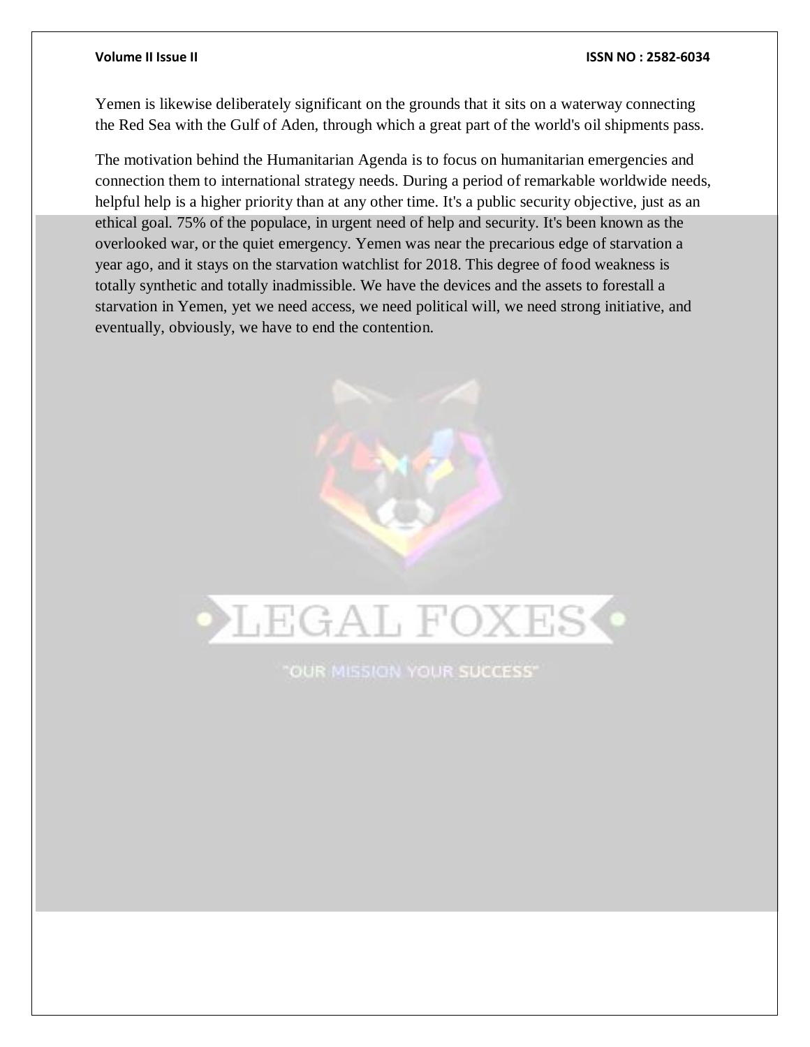Yemen is likewise deliberately significant on the grounds that it sits on a waterway connecting the Red Sea with the Gulf of Aden, through which a great part of the world's oil shipments pass.

The motivation behind the Humanitarian Agenda is to focus on humanitarian emergencies and connection them to international strategy needs. During a period of remarkable worldwide needs, helpful help is a higher priority than at any other time. It's a public security objective, just as an ethical goal. 75% of the populace, in urgent need of help and security. It's been known as the overlooked war, or the quiet emergency. Yemen was near the precarious edge of starvation a year ago, and it stays on the starvation watchlist for 2018. This degree of food weakness is totally synthetic and totally inadmissible. We have the devices and the assets to forestall a starvation in Yemen, yet we need access, we need political will, we need strong initiative, and eventually, obviously, we have to end the contention.